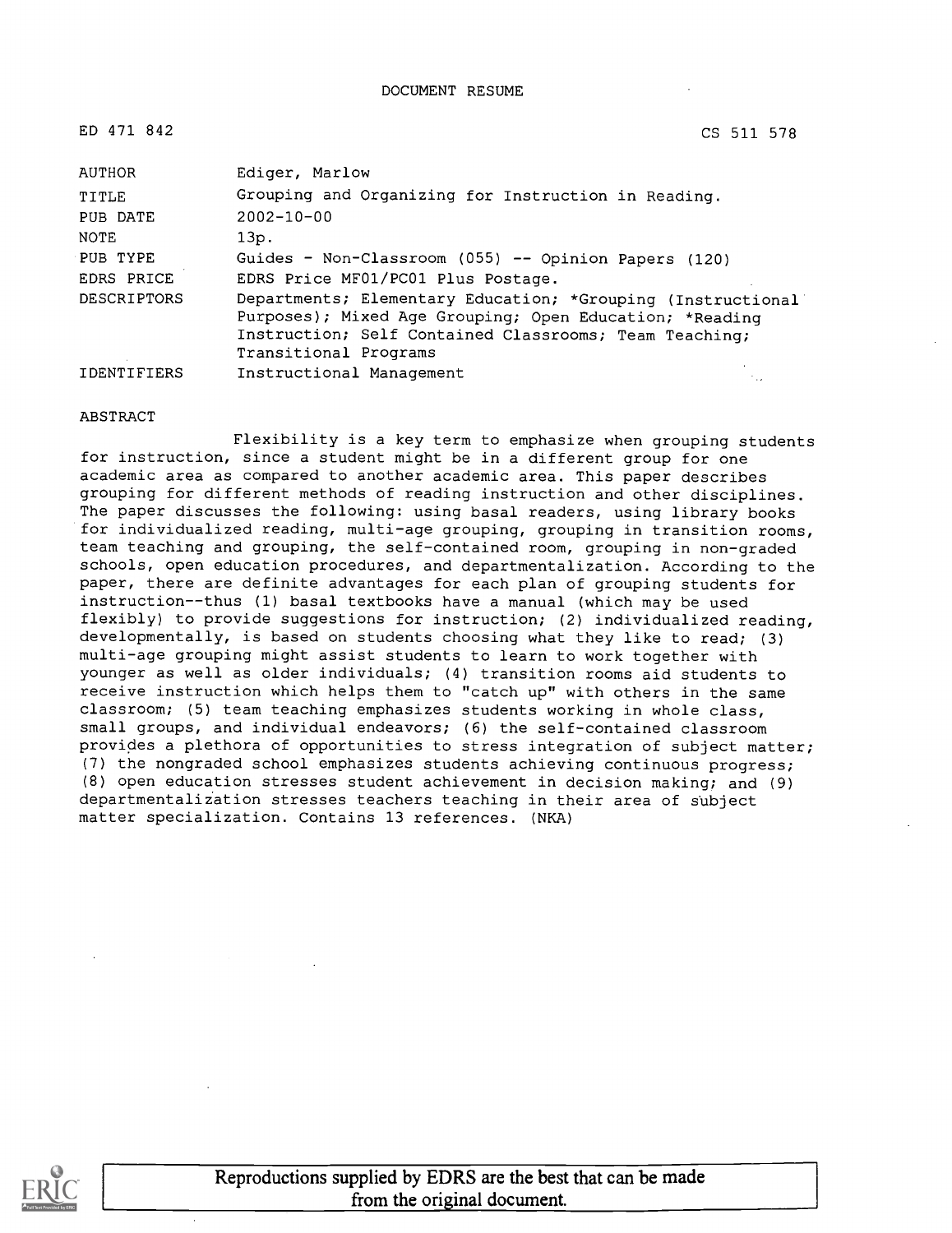DOCUMENT RESUME

ED 471 842 CS 511 578

| | |
|---|---|
| AUTHOR | Ediger, Marlow |
| TITLE | Grouping and Organizing for Instruction in Reading. |
| PUB DATE | 2002-10-00 |
| NOTE | 13p. |
| PUB TYPE | Guides - Non-Classroom (055) -- Opinion Papers (120) |
| EDRS PRICE | EDRS Price MF01/PC01 Plus Postage. |
| DESCRIPTORS | Departments; Elementary Education; *Grouping (Instructional Purposes); Mixed Age Grouping; Open Education; *Reading Instruction; Self Contained Classrooms; Team Teaching; Transitional Programs |
| IDENTIFIERS | Instructional Management |

ABSTRACT

Flexibility is a key term to emphasize when grouping students for instruction, since a student might be in a different group for one academic area as compared to another academic area. This paper describes grouping for different methods of reading instruction and other disciplines. The paper discusses the following: using basal readers, using library books for individualized reading, multi-age grouping, grouping in transition rooms, team teaching and grouping, the self-contained room, grouping in non-graded schools, open education procedures, and departmentalization. According to the paper, there are definite advantages for each plan of grouping students for instruction--thus (1) basal textbooks have a manual (which may be used flexibly) to provide suggestions for instruction; (2) individualized reading, developmentally, is based on students choosing what they like to read; (3) multi-age grouping might assist students to learn to work together with younger as well as older individuals; (4) transition rooms aid students to receive instruction which helps them to "catch up" with others in the same classroom; (5) team teaching emphasizes students working in whole class, small groups, and individual endeavors; (6) the self-contained classroom provides a plethora of opportunities to stress integration of subject matter; (7) the nongraded school emphasizes students achieving continuous progress; (8) open education stresses student achievement in decision making; and (9) departmentalization stresses teachers teaching in their area of subject matter specialization. Contains 13 references. (NKA)

Reproductions supplied by EDRS are the best that can be made from the original document.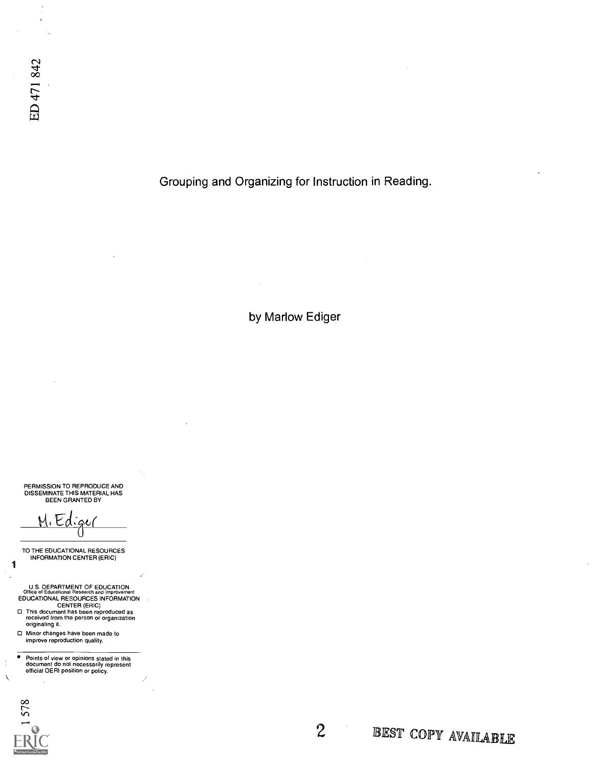ED 471 842

# Grouping and Organizing for Instruction in Reading.

by Marlow Ediger

PERMISSION TO REPRODUCE AND DISSEMINATE THIS MATERIAL HAS BEEN GRANTED BY

M. Ediger

TO THE EDUCATIONAL RESOURCES INFORMATION CENTER (ERIC)

U.S. DEPARTMENT OF EDUCATION
Office of Educational Research and Improvement
EDUCATIONAL RESOURCES INFORMATION CENTER (ERIC)

- This document has been reproduced as received from the person or organization originating it.
- Minor changes have been made to improve reproduction quality.

- Points of view or opinions stated in this document do not necessarily represent official OERI position or policy.

BEST COPY AVAILABLE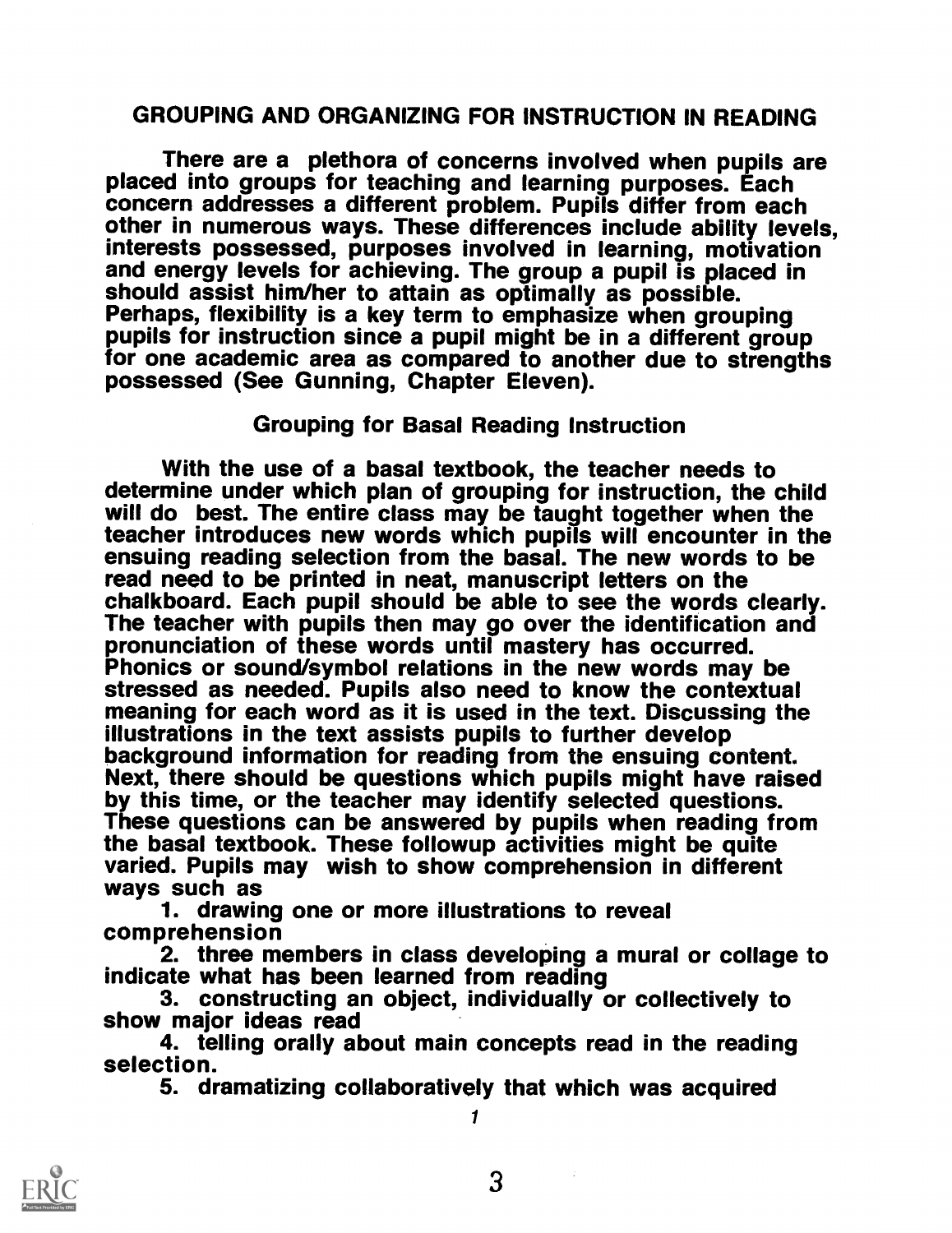# GROUPING AND ORGANIZING FOR INSTRUCTION IN READING

There are a plethora of concerns involved when pupils are placed into groups for teaching and learning purposes. Each concern addresses a different problem. Pupils differ from each other in numerous ways. These differences include ability levels, interests possessed, purposes involved in learning, motivation and energy levels for achieving. The group a pupil is placed in should assist him/her to attain as optimally as possible. Perhaps, flexibility is a key term to emphasize when grouping pupils for instruction since a pupil might be in a different group for one academic area as compared to another due to strengths possessed (See Gunning, Chapter Eleven).

## Grouping for Basal Reading Instruction

With the use of a basal textbook, the teacher needs to determine under which plan of grouping for instruction, the child will do best. The entire class may be taught together when the teacher introduces new words which pupils will encounter in the ensuing reading selection from the basal. The new words to be read need to be printed in neat, manuscript letters on the chalkboard. Each pupil should be able to see the words clearly. The teacher with pupils then may go over the identification and pronunciation of these words until mastery has occurred. Phonics or sound/symbol relations in the new words may be stressed as needed. Pupils also need to know the contextual meaning for each word as it is used in the text. Discussing the illustrations in the text assists pupils to further develop background information for reading from the ensuing content. Next, there should be questions which pupils might have raised by this time, or the teacher may identify selected questions. These questions can be answered by pupils when reading from the basal textbook. These followup activities might be quite varied. Pupils may wish to show comprehension in different ways such as

1. drawing one or more illustrations to reveal comprehension
2. three members in class developing a mural or collage to indicate what has been learned from reading
3. constructing an object, individually or collectively to show major ideas read
4. telling orally about main concepts read in the reading selection.
5. dramatizing collaboratively that which was acquired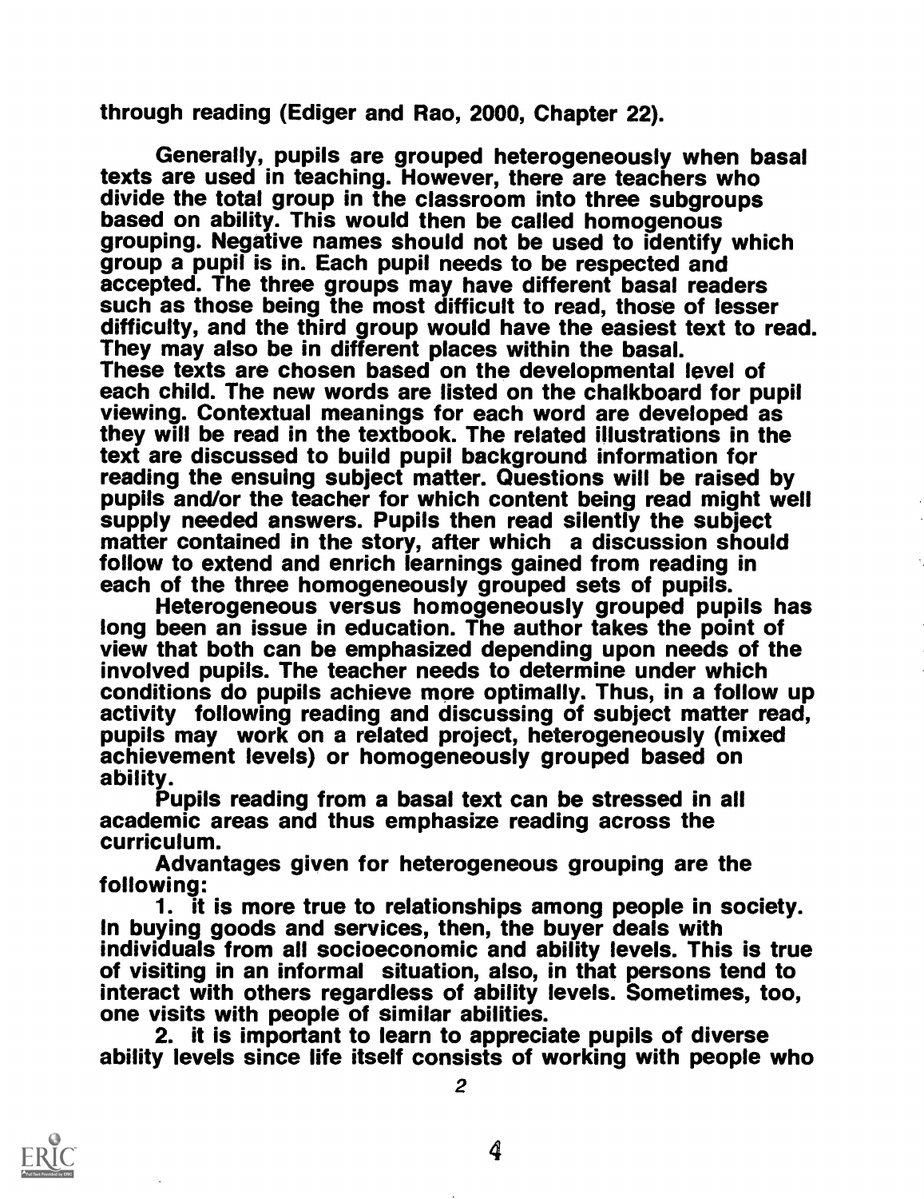through reading (Ediger and Rao, 2000, Chapter 22).

Generally, pupils are grouped heterogeneously when basal texts are used in teaching. However, there are teachers who divide the total group in the classroom into three subgroups based on ability. This would then be called homogenous grouping. Negative names should not be used to identify which group a pupil is in. Each pupil needs to be respected and accepted. The three groups may have different basal readers such as those being the most difficult to read, those of lesser difficulty, and the third group would have the easiest text to read. They may also be in different places within the basal. These texts are chosen based on the developmental level of each child. The new words are listed on the chalkboard for pupil viewing. Contextual meanings for each word are developed as they will be read in the textbook. The related illustrations in the text are discussed to build pupil background information for reading the ensuing subject matter. Questions will be raised by pupils and/or the teacher for which content being read might well supply needed answers. Pupils then read silently the subject matter contained in the story, after which a discussion should follow to extend and enrich learnings gained from reading in each of the three homogeneously grouped sets of pupils.

Heterogeneous versus homogeneously grouped pupils has long been an issue in education. The author takes the point of view that both can be emphasized depending upon needs of the involved pupils. The teacher needs to determine under which conditions do pupils achieve more optimally. Thus, in a follow up activity following reading and discussing of subject matter read, pupils may work on a related project, heterogeneously (mixed achievement levels) or homogeneously grouped based on ability.

Pupils reading from a basal text can be stressed in all academic areas and thus emphasize reading across the curriculum.

Advantages given for heterogeneous grouping are the following:

1. it is more true to relationships among people in society. In buying goods and services, then, the buyer deals with individuals from all socioeconomic and ability levels. This is true of visiting in an informal situation, also, in that persons tend to interact with others regardless of ability levels. Sometimes, too, one visits with people of similar abilities.

2. it is important to learn to appreciate pupils of diverse ability levels since life itself consists of working with people who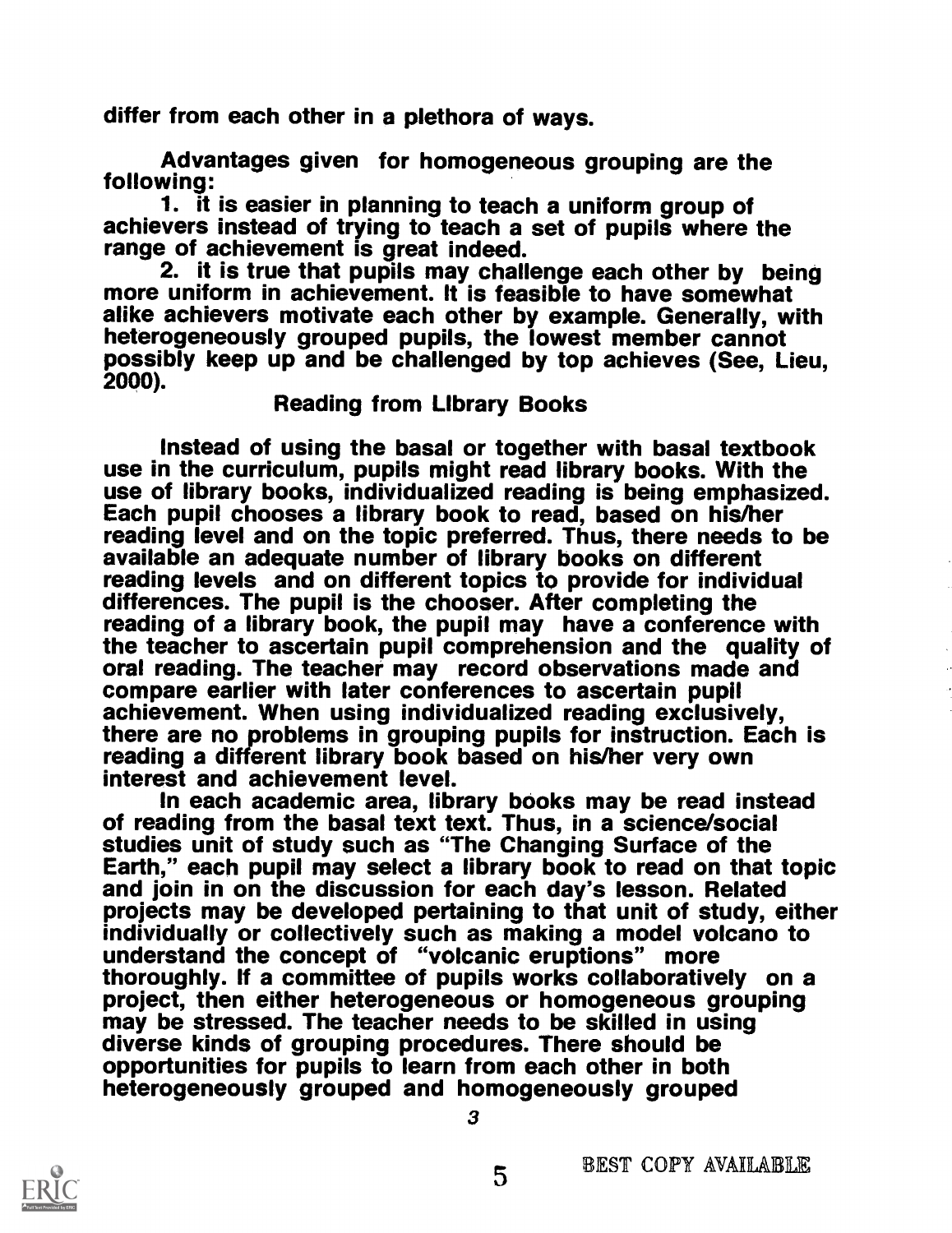differ from each other in a plethora of ways.

Advantages given for homogeneous grouping are the following:

1. it is easier in planning to teach a uniform group of achievers instead of trying to teach a set of pupils where the range of achievement is great indeed.
2. it is true that pupils may challenge each other by being more uniform in achievement. It is feasible to have somewhat alike achievers motivate each other by example. Generally, with heterogeneously grouped pupils, the lowest member cannot possibly keep up and be challenged by top achieves (See, Lieu, 2000).

## Reading from Library Books

Instead of using the basal or together with basal textbook use in the curriculum, pupils might read library books. With the use of library books, individualized reading is being emphasized. Each pupil chooses a library book to read, based on his/her reading level and on the topic preferred. Thus, there needs to be available an adequate number of library books on different reading levels and on different topics to provide for individual differences. The pupil is the chooser. After completing the reading of a library book, the pupil may have a conference with the teacher to ascertain pupil comprehension and the quality of oral reading. The teacher may record observations made and compare earlier with later conferences to ascertain pupil achievement. When using individualized reading exclusively, there are no problems in grouping pupils for instruction. Each is reading a different library book based on his/her very own interest and achievement level.

In each academic area, library books may be read instead of reading from the basal text text. Thus, in a science/social studies unit of study such as "The Changing Surface of the Earth," each pupil may select a library book to read on that topic and join in on the discussion for each day's lesson. Related projects may be developed pertaining to that unit of study, either individually or collectively such as making a model volcano to understand the concept of "volcanic eruptions" more thoroughly. If a committee of pupils works collaboratively on a project, then either heterogeneous or homogeneous grouping may be stressed. The teacher needs to be skilled in using diverse kinds of grouping procedures. There should be opportunities for pupils to learn from each other in both heterogeneously grouped and homogeneously grouped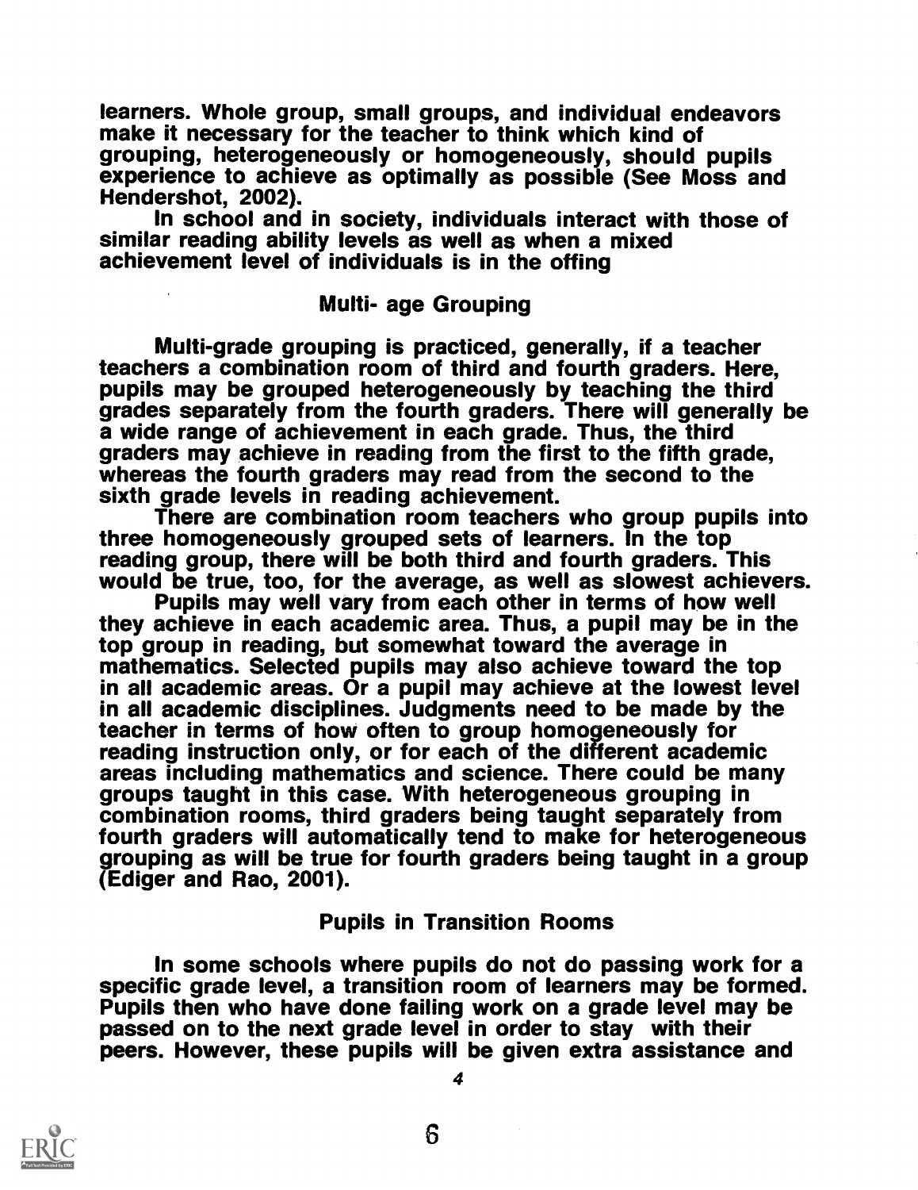learners. Whole group, small groups, and individual endeavors make it necessary for the teacher to think which kind of grouping, heterogeneously or homogeneously, should pupils experience to achieve as optimally as possible (See Moss and Hendershot, 2002).

In school and in society, individuals interact with those of similar reading ability levels as well as when a mixed achievement level of individuals is in the offing

## Multi- age Grouping

Multi-grade grouping is practiced, generally, if a teacher teachers a combination room of third and fourth graders. Here, pupils may be grouped heterogeneously by teaching the third grades separately from the fourth graders. There will generally be a wide range of achievement in each grade. Thus, the third graders may achieve in reading from the first to the fifth grade, whereas the fourth graders may read from the second to the sixth grade levels in reading achievement.

There are combination room teachers who group pupils into three homogeneously grouped sets of learners. In the top reading group, there will be both third and fourth graders. This would be true, too, for the average, as well as slowest achievers.

Pupils may well vary from each other in terms of how well they achieve in each academic area. Thus, a pupil may be in the top group in reading, but somewhat toward the average in mathematics. Selected pupils may also achieve toward the top in all academic areas. Or a pupil may achieve at the lowest level in all academic disciplines. Judgments need to be made by the teacher in terms of how often to group homogeneously for reading instruction only, or for each of the different academic areas including mathematics and science. There could be many groups taught in this case. With heterogeneous grouping in combination rooms, third graders being taught separately from fourth graders will automatically tend to make for heterogeneous grouping as will be true for fourth graders being taught in a group (Ediger and Rao, 2001).

## Pupils in Transition Rooms

In some schools where pupils do not do passing work for a specific grade level, a transition room of learners may be formed. Pupils then who have done failing work on a grade level may be passed on to the next grade level in order to stay with their peers. However, these pupils will be given extra assistance and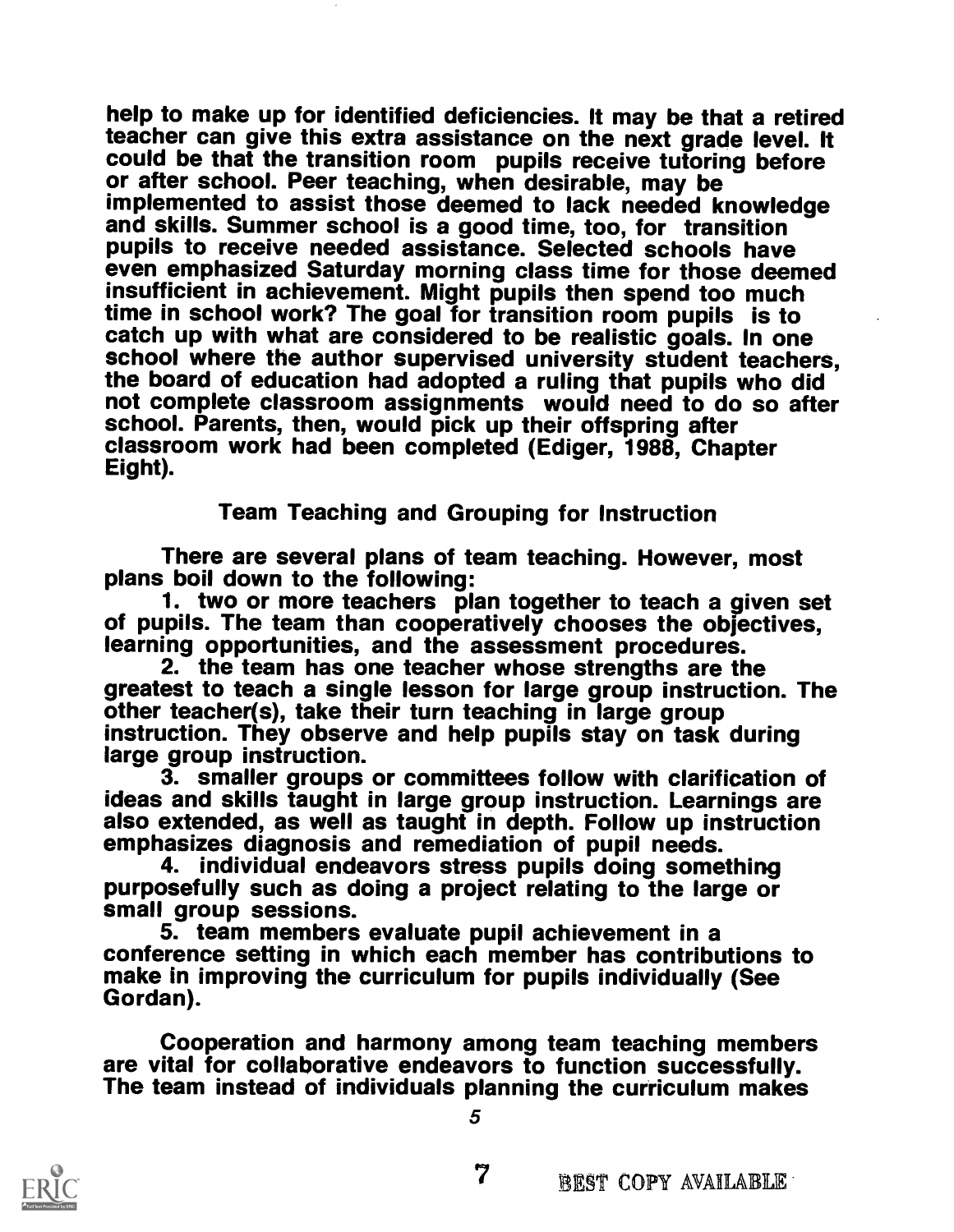help to make up for identified deficiencies. It may be that a retired teacher can give this extra assistance on the next grade level. It could be that the transition room pupils receive tutoring before or after school. Peer teaching, when desirable, may be implemented to assist those deemed to lack needed knowledge and skills. Summer school is a good time, too, for transition pupils to receive needed assistance. Selected schools have even emphasized Saturday morning class time for those deemed insufficient in achievement. Might pupils then spend too much time in school work? The goal for transition room pupils is to catch up with what are considered to be realistic goals. In one school where the author supervised university student teachers, the board of education had adopted a ruling that pupils who did not complete classroom assignments would need to do so after school. Parents, then, would pick up their offspring after classroom work had been completed (Ediger, 1988, Chapter Eight).

## Team Teaching and Grouping for Instruction

There are several plans of team teaching. However, most plans boil down to the following:

1. two or more teachers plan together to teach a given set of pupils. The team than cooperatively chooses the objectives, learning opportunities, and the assessment procedures.
2. the team has one teacher whose strengths are the greatest to teach a single lesson for large group instruction. The other teacher(s), take their turn teaching in large group instruction. They observe and help pupils stay on task during large group instruction.
3. smaller groups or committees follow with clarification of ideas and skills taught in large group instruction. Learnings are also extended, as well as taught in depth. Follow up instruction emphasizes diagnosis and remediation of pupil needs.
4. individual endeavors stress pupils doing something purposefully such as doing a project relating to the large or small group sessions.
5. team members evaluate pupil achievement in a conference setting in which each member has contributions to make in improving the curriculum for pupils individually (See Gordan).

Cooperation and harmony among team teaching members are vital for collaborative endeavors to function successfully. The team instead of individuals planning the curriculum makes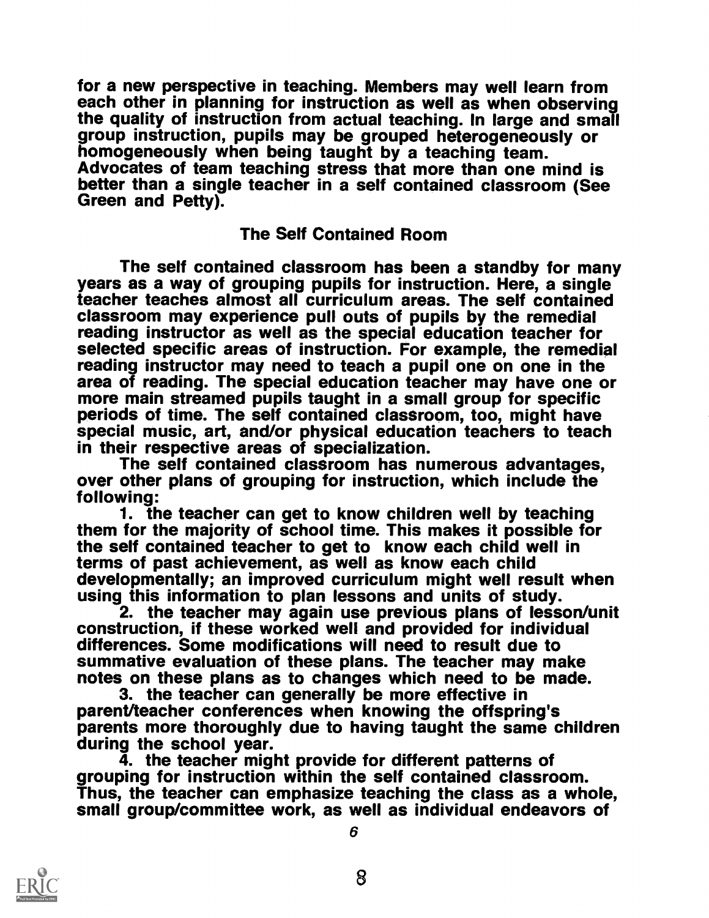for a new perspective in teaching. Members may well learn from each other in planning for instruction as well as when observing the quality of instruction from actual teaching. In large and small group instruction, pupils may be grouped heterogeneously or homogeneously when being taught by a teaching team. Advocates of team teaching stress that more than one mind is better than a single teacher in a self contained classroom (See Green and Petty).

## The Self Contained Room

The self contained classroom has been a standby for many years as a way of grouping pupils for instruction. Here, a single teacher teaches almost all curriculum areas. The self contained classroom may experience pull outs of pupils by the remedial reading instructor as well as the special education teacher for selected specific areas of instruction. For example, the remedial reading instructor may need to teach a pupil one on one in the area of reading. The special education teacher may have one or more main streamed pupils taught in a small group for specific periods of time. The self contained classroom, too, might have special music, art, and/or physical education teachers to teach in their respective areas of specialization.

The self contained classroom has numerous advantages, over other plans of grouping for instruction, which include the following:

1. the teacher can get to know children well by teaching them for the majority of school time. This makes it possible for the self contained teacher to get to know each child well in terms of past achievement, as well as know each child developmentally; an improved curriculum might well result when using this information to plan lessons and units of study.
2. the teacher may again use previous plans of lesson/unit construction, if these worked well and provided for individual differences. Some modifications will need to result due to summative evaluation of these plans. The teacher may make notes on these plans as to changes which need to be made.
3. the teacher can generally be more effective in parent/teacher conferences when knowing the offspring's parents more thoroughly due to having taught the same children during the school year.
4. the teacher might provide for different patterns of grouping for instruction within the self contained classroom. Thus, the teacher can emphasize teaching the class as a whole, small group/committee work, as well as individual endeavors of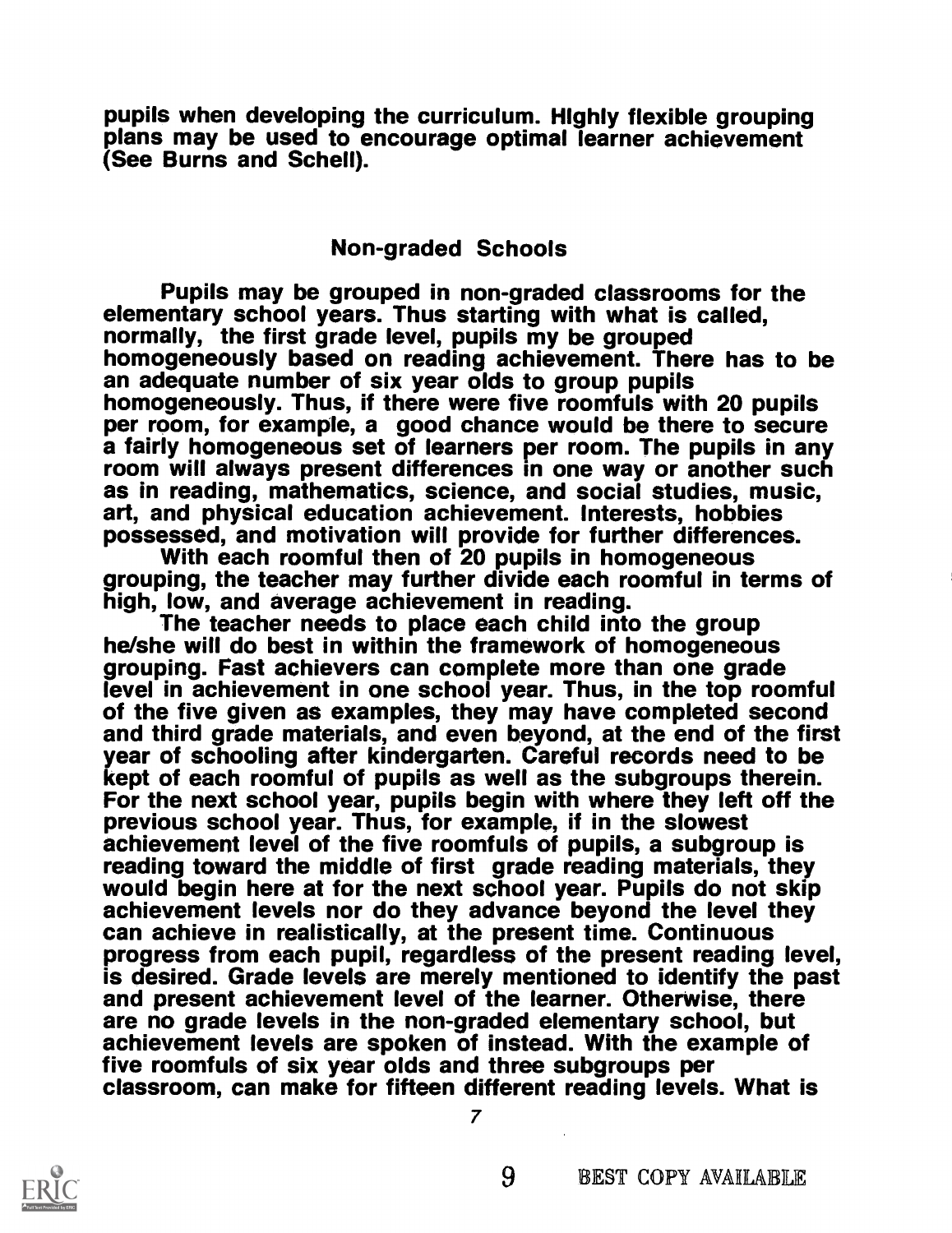pupils when developing the curriculum. Highly flexible grouping plans may be used to encourage optimal learner achievement (See Burns and Schell).

## Non-graded Schools

Pupils may be grouped in non-graded classrooms for the elementary school years. Thus starting with what is called, normally, the first grade level, pupils my be grouped homogeneously based on reading achievement. There has to be an adequate number of six year olds to group pupils homogeneously. Thus, if there were five roomfuls with 20 pupils per room, for example, a good chance would be there to secure a fairly homogeneous set of learners per room. The pupils in any room will always present differences in one way or another such as in reading, mathematics, science, and social studies, music, art, and physical education achievement. Interests, hobbies possessed, and motivation will provide for further differences.

With each roomful then of 20 pupils in homogeneous grouping, the teacher may further divide each roomful in terms of high, low, and average achievement in reading.

The teacher needs to place each child into the group he/she will do best in within the framework of homogeneous grouping. Fast achievers can complete more than one grade level in achievement in one school year. Thus, in the top roomful of the five given as examples, they may have completed second and third grade materials, and even beyond, at the end of the first year of schooling after kindergarten. Careful records need to be kept of each roomful of pupils as well as the subgroups therein. For the next school year, pupils begin with where they left off the previous school year. Thus, for example, if in the slowest achievement level of the five roomfuls of pupils, a subgroup is reading toward the middle of first grade reading materials, they would begin here at for the next school year. Pupils do not skip achievement levels nor do they advance beyond the level they can achieve in realistically, at the present time. Continuous progress from each pupil, regardless of the present reading level, is desired. Grade levels are merely mentioned to identify the past and present achievement level of the learner. Otherwise, there are no grade levels in the non-graded elementary school, but achievement levels are spoken of instead. With the example of five roomfuls of six year olds and three subgroups per classroom, can make for fifteen different reading levels. What is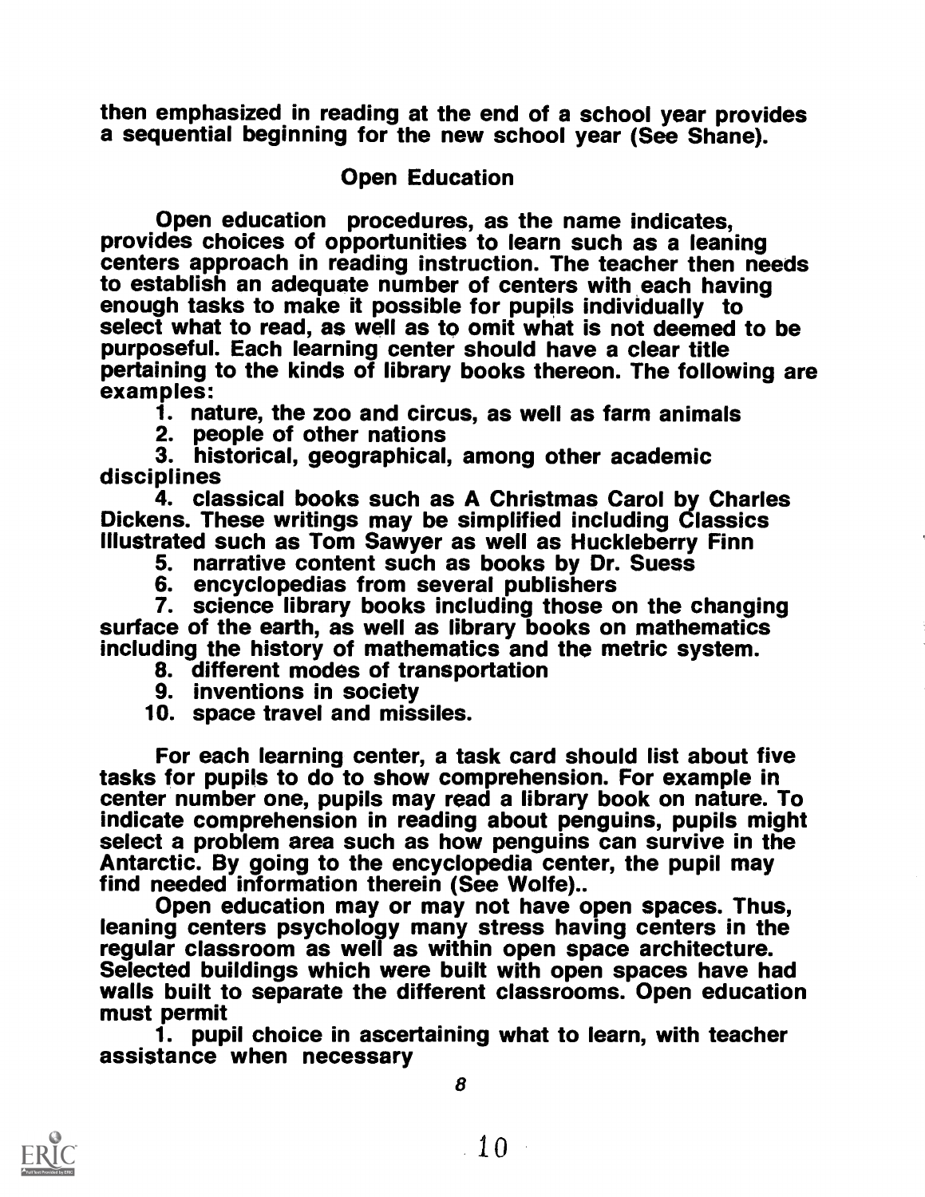then emphasized in reading at the end of a school year provides a sequential beginning for the new school year (See Shane).

## Open Education

Open education procedures, as the name indicates, provides choices of opportunities to learn such as a leaning centers approach in reading instruction. The teacher then needs to establish an adequate number of centers with each having enough tasks to make it possible for pupils individually to select what to read, as well as to omit what is not deemed to be purposeful. Each learning center should have a clear title pertaining to the kinds of library books thereon. The following are examples:

1. nature, the zoo and circus, as well as farm animals
2. people of other nations
3. historical, geographical, among other academic disciplines
4. classical books such as A Christmas Carol by Charles Dickens. These writings may be simplified including Classics Illustrated such as Tom Sawyer as well as Huckleberry Finn
5. narrative content such as books by Dr. Suess
6. encyclopedias from several publishers
7. science library books including those on the changing surface of the earth, as well as library books on mathematics including the history of mathematics and the metric system.
8. different modes of transportation
9. inventions in society
10. space travel and missiles.

For each learning center, a task card should list about five tasks for pupils to do to show comprehension. For example in center number one, pupils may read a library book on nature. To indicate comprehension in reading about penguins, pupils might select a problem area such as how penguins can survive in the Antarctic. By going to the encyclopedia center, the pupil may find needed information therein (See Wolfe)..

Open education may or may not have open spaces. Thus, leaning centers psychology many stress having centers in the regular classroom as well as within open space architecture. Selected buildings which were built with open spaces have had walls built to separate the different classrooms. Open education must permit

1. pupil choice in ascertaining what to learn, with teacher assistance when necessary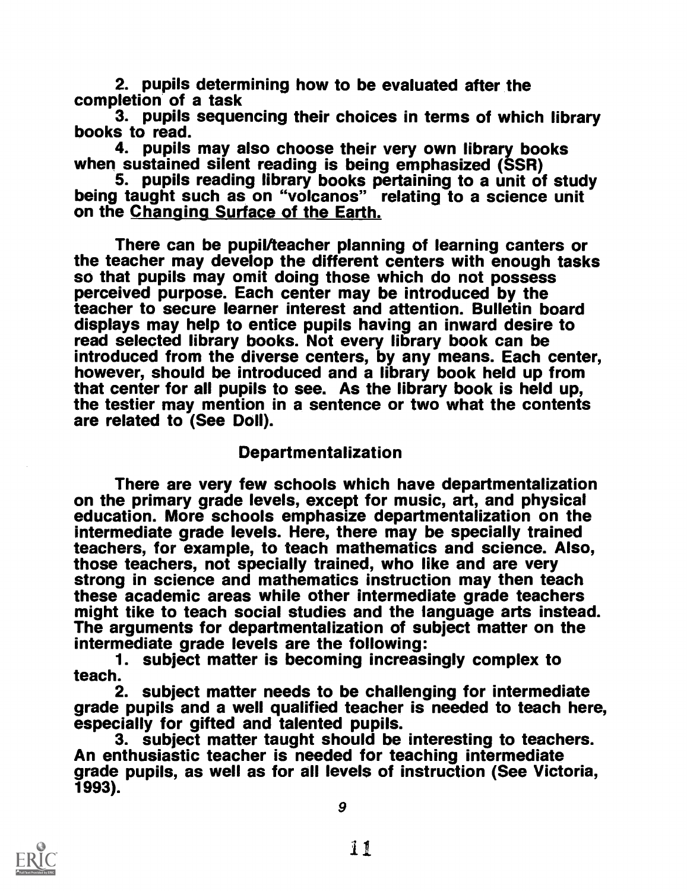2. pupils determining how to be evaluated after the completion of a task

3. pupils sequencing their choices in terms of which library books to read.

4. pupils may also choose their very own library books when sustained silent reading is being emphasized (SSR)

5. pupils reading library books pertaining to a unit of study being taught such as on "volcanos" relating to a science unit on the Changing Surface of the Earth.

There can be pupil/teacher planning of learning canters or the teacher may develop the different centers with enough tasks so that pupils may omit doing those which do not possess perceived purpose. Each center may be introduced by the teacher to secure learner interest and attention. Bulletin board displays may help to entice pupils having an inward desire to read selected library books. Not every library book can be introduced from the diverse centers, by any means. Each center, however, should be introduced and a library book held up from that center for all pupils to see. As the library book is held up, the testier may mention in a sentence or two what the contents are related to (See Doll).

## Departmentalization

There are very few schools which have departmentalization on the primary grade levels, except for music, art, and physical education. More schools emphasize departmentalization on the intermediate grade levels. Here, there may be specially trained teachers, for example, to teach mathematics and science. Also, those teachers, not specially trained, who like and are very strong in science and mathematics instruction may then teach these academic areas while other intermediate grade teachers might tike to teach social studies and the language arts instead. The arguments for departmentalization of subject matter on the intermediate grade levels are the following:

1. subject matter is becoming increasingly complex to teach.

2. subject matter needs to be challenging for intermediate grade pupils and a well qualified teacher is needed to teach here, especially for gifted and talented pupils.

3. subject matter taught should be interesting to teachers. An enthusiastic teacher is needed for teaching intermediate grade pupils, as well as for all levels of instruction (See Victoria, 1993).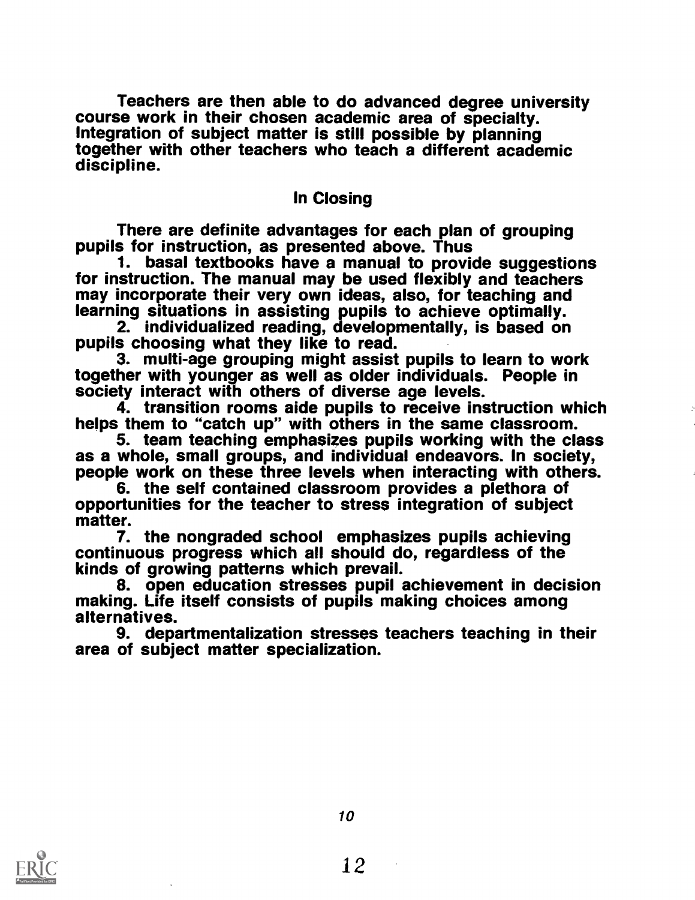Teachers are then able to do advanced degree university course work in their chosen academic area of specialty. Integration of subject matter is still possible by planning together with other teachers who teach a different academic discipline.

## In Closing

There are definite advantages for each plan of grouping pupils for instruction, as presented above. Thus

1. basal textbooks have a manual to provide suggestions for instruction. The manual may be used flexibly and teachers may incorporate their very own ideas, also, for teaching and learning situations in assisting pupils to achieve optimally.
2. individualized reading, developmentally, is based on pupils choosing what they like to read.
3. multi-age grouping might assist pupils to learn to work together with younger as well as older individuals. People in society interact with others of diverse age levels.
4. transition rooms aide pupils to receive instruction which helps them to "catch up" with others in the same classroom.
5. team teaching emphasizes pupils working with the class as a whole, small groups, and individual endeavors. In society, people work on these three levels when interacting with others.
6. the self contained classroom provides a plethora of opportunities for the teacher to stress integration of subject matter.
7. the nongraded school emphasizes pupils achieving continuous progress which all should do, regardless of the kinds of growing patterns which prevail.
8. open education stresses pupil achievement in decision making. Life itself consists of pupils making choices among alternatives.
9. departmentalization stresses teachers teaching in their area of subject matter specialization.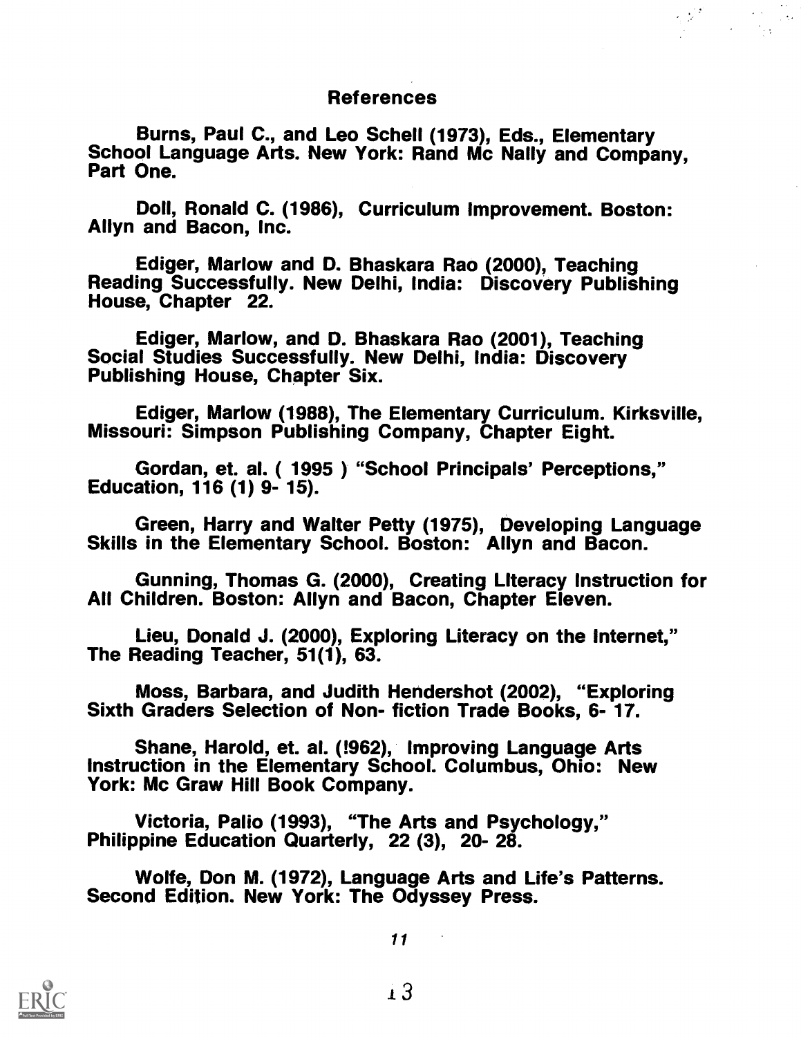## References

Burns, Paul C., and Leo Schell (1973), Eds., Elementary School Language Arts. New York: Rand Mc Nally and Company, Part One.

Doll, Ronald C. (1986), Curriculum Improvement. Boston: Allyn and Bacon, Inc.

Ediger, Marlow and D. Bhaskara Rao (2000), Teaching Reading Successfully. New Delhi, India: Discovery Publishing House, Chapter 22.

Ediger, Marlow, and D. Bhaskara Rao (2001), Teaching Social Studies Successfully. New Delhi, India: Discovery Publishing House, Chapter Six.

Ediger, Marlow (1988), The Elementary Curriculum. Kirksville, Missouri: Simpson Publishing Company, Chapter Eight.

Gordan, et. al. ( 1995 ) "School Principals' Perceptions," Education, 116 (1) 9- 15).

Green, Harry and Walter Petty (1975), Developing Language Skills in the Elementary School. Boston: Allyn and Bacon.

Gunning, Thomas G. (2000), Creating LIteracy Instruction for All Children. Boston: Allyn and Bacon, Chapter Eleven.

Lieu, Donald J. (2000), Exploring Literacy on the Internet," The Reading Teacher, 51(1), 63.

Moss, Barbara, and Judith Hendershot (2002), "Exploring Sixth Graders Selection of Non- fiction Trade Books, 6- 17.

Shane, Harold, et. al. (!962), Improving Language Arts Instruction in the Elementary School. Columbus, Ohio: New York: Mc Graw Hill Book Company.

Victoria, Palio (1993), "The Arts and Psychology," Philippine Education Quarterly, 22 (3), 20- 28.

Wolfe, Don M. (1972), Language Arts and Life's Patterns. Second Edition. New York: The Odyssey Press.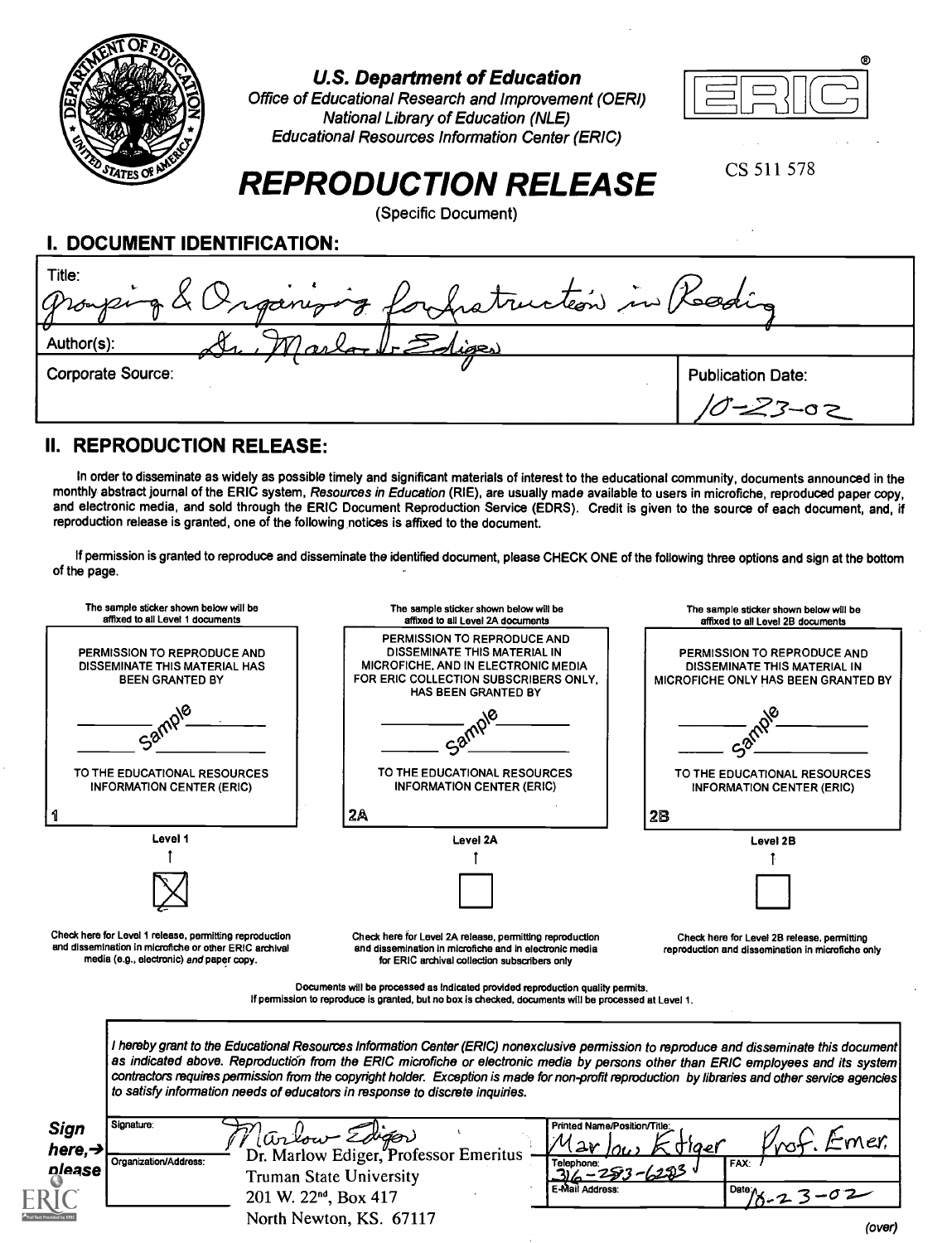U.S. Department of Education
Office of Educational Research and Improvement (OERI)
National Library of Education (NLE)
Educational Resources Information Center (ERIC)

ERIC®

CS 511 578

# REPRODUCTION RELEASE

(Specific Document)

## I. DOCUMENT IDENTIFICATION:

| | |
|---|---|
| Title: Grouping & Organizing for Instruction in Reading | |
| Author(s): Dr. Marlow Ediger | |
| Corporate Source: | Publication Date: 10-23-02 |

## II. REPRODUCTION RELEASE:

In order to disseminate as widely as possible timely and significant materials of interest to the educational community, documents announced in the monthly abstract journal of the ERIC system, *Resources in Education* (RIE), are usually made available to users in microfiche, reproduced paper copy, and electronic media, and sold through the ERIC Document Reproduction Service (EDRS). Credit is given to the source of each document, and, if reproduction release is granted, one of the following notices is affixed to the document.

If permission is granted to reproduce and disseminate the identified document, please CHECK ONE of the following three options and sign at the bottom of the page.

| The sample sticker shown below will be affixed to all Level 1 documents | The sample sticker shown below will be affixed to all Level 2A documents | The sample sticker shown below will be affixed to all Level 2B documents |
|---|---|---|
| PERMISSION TO REPRODUCE AND DISSEMINATE THIS MATERIAL HAS BEEN GRANTED BY ______ Sample ______ TO THE EDUCATIONAL RESOURCES INFORMATION CENTER (ERIC) | PERMISSION TO REPRODUCE AND DISSEMINATE THIS MATERIAL IN MICROFICHE, AND IN ELECTRONIC MEDIA FOR ERIC COLLECTION SUBSCRIBERS ONLY, HAS BEEN GRANTED BY ______ Sample ______ TO THE EDUCATIONAL RESOURCES INFORMATION CENTER (ERIC) | PERMISSION TO REPRODUCE AND DISSEMINATE THIS MATERIAL IN MICROFICHE ONLY HAS BEEN GRANTED BY ______ Sample ______ TO THE EDUCATIONAL RESOURCES INFORMATION CENTER (ERIC) |
| 1 | 2A | 2B |
| Level 1 | Level 2A | Level 2B |
| [X] | [ ] | [ ] |
| Check here for Level 1 release, permitting reproduction and dissemination in microfiche or other ERIC archival media (e.g., electronic) *and* paper copy. | Check here for Level 2A release, permitting reproduction and dissemination in microfiche and in electronic media for ERIC archival collection subscribers only | Check here for Level 2B release, permitting reproduction and dissemination in microfiche only |

Documents will be processed as indicated provided reproduction quality permits.
If permission to reproduce is granted, but no box is checked, documents will be processed at Level 1.

*I hereby grant to the Educational Resources Information Center (ERIC) nonexclusive permission to reproduce and disseminate this document as indicated above. Reproduction from the ERIC microfiche or electronic media by persons other than ERIC employees and its system contractors requires permission from the copyright holder. Exception is made for non-profit reproduction by libraries and other service agencies to satisfy information needs of educators in response to discrete inquiries.*

**Sign here, → please**

| | |
|---|---|
| Signature: Marlow Ediger | Printed Name/Position/Title: Marlow Ediger Prof. Emer. |
| Organization/Address: Dr. Marlow Ediger, Professor Emeritus, Truman State University, 201 W. 22nd, Box 417, North Newton, KS. 67117 | Telephone: 316-283-6283 FAX: |
| | E-Mail Address: Date: 10-23-02 |

(over)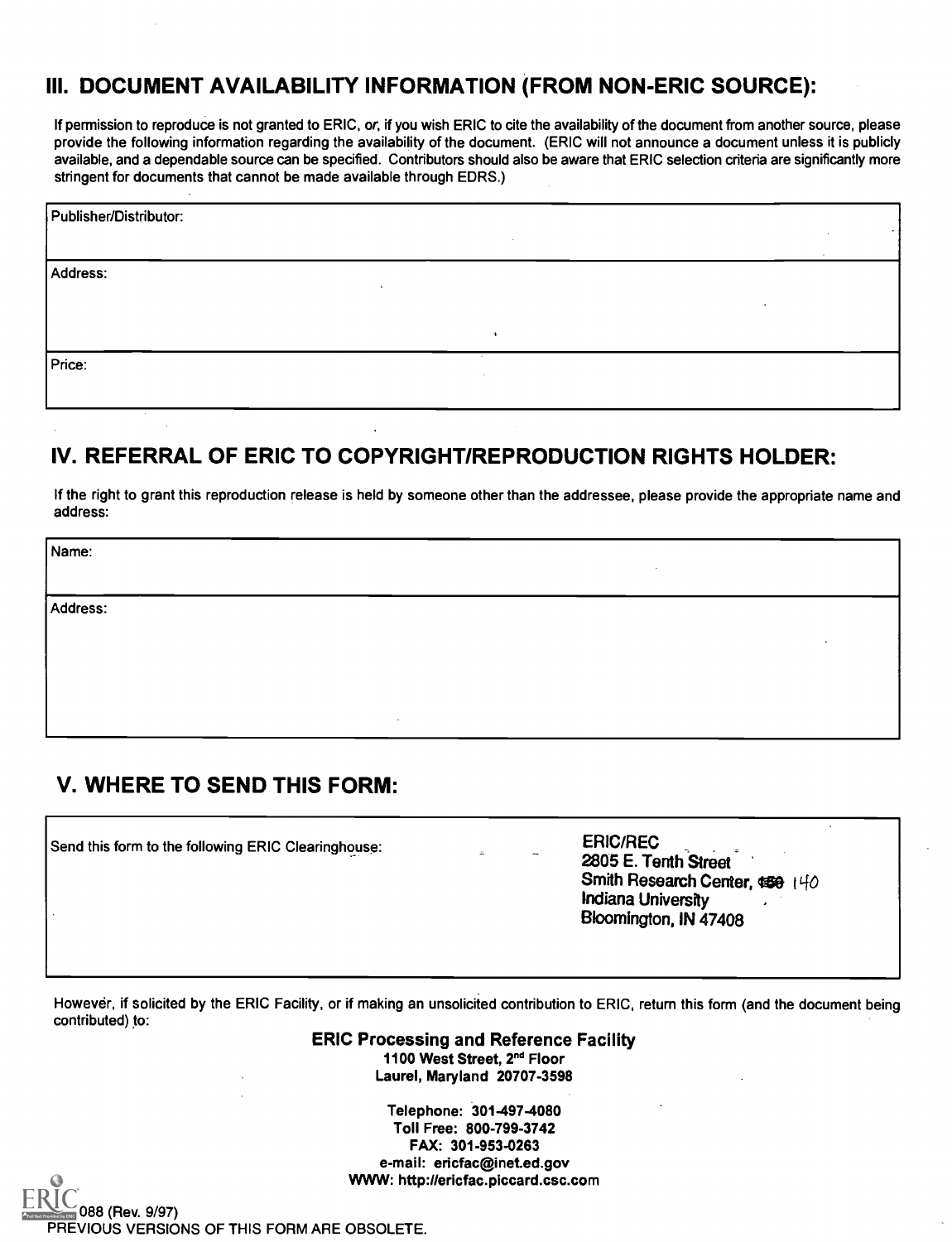## III. DOCUMENT AVAILABILITY INFORMATION (FROM NON-ERIC SOURCE):

If permission to reproduce is not granted to ERIC, or, if you wish ERIC to cite the availability of the document from another source, please provide the following information regarding the availability of the document. (ERIC will not announce a document unless it is publicly available, and a dependable source can be specified. Contributors should also be aware that ERIC selection criteria are significantly more stringent for documents that cannot be made available through EDRS.)

| |
|---|
| Publisher/Distributor: |
| Address: |
| Price: |

## IV. REFERRAL OF ERIC TO COPYRIGHT/REPRODUCTION RIGHTS HOLDER:

If the right to grant this reproduction release is held by someone other than the addressee, please provide the appropriate name and address:

| |
|---|
| Name: |
| Address: |

## V. WHERE TO SEND THIS FORM:

| | |
|---|---|
| Send this form to the following ERIC Clearinghouse: | ERIC/REC<br>2805 E. Tenth Street<br>Smith Research Center, ~~150~~ 140<br>Indiana University<br>Bloomington, IN 47408 |

However, if solicited by the ERIC Facility, or if making an unsolicited contribution to ERIC, return this form (and the document being contributed) to:

**ERIC Processing and Reference Facility**
**1100 West Street, 2nd Floor**
**Laurel, Maryland 20707-3598**

**Telephone: 301-497-4080**
**Toll Free: 800-799-3742**
**FAX: 301-953-0263**
**e-mail: ericfac@inet.ed.gov**
**WWW: http://ericfac.piccard.csc.com**

088 (Rev. 9/97)
PREVIOUS VERSIONS OF THIS FORM ARE OBSOLETE.